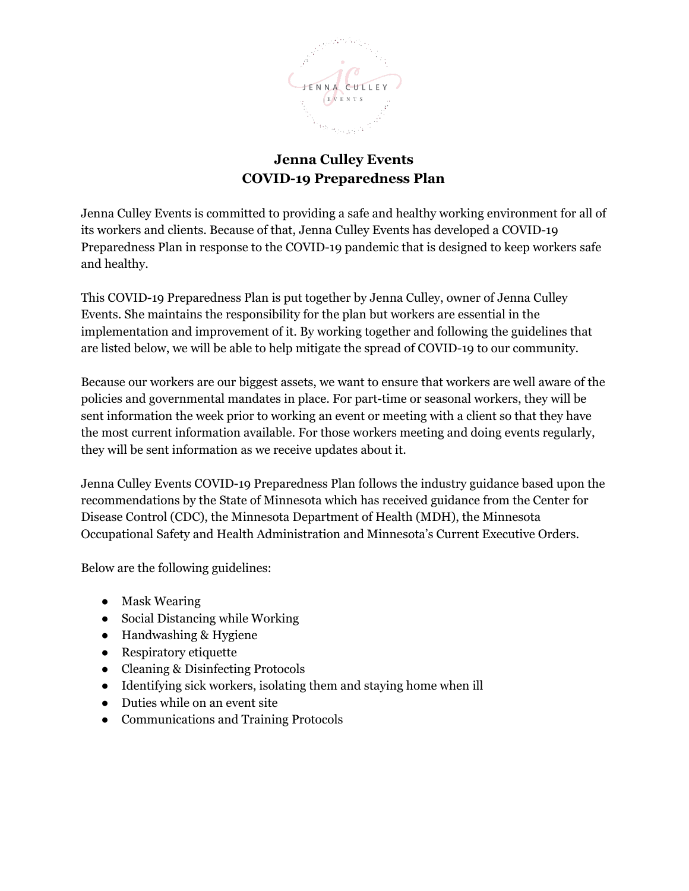# Jenna Culley Events
# COVID-19 Preparedness Plan

Jenna Culley Events is committed to providing a safe and healthy working environment for all of its workers and clients. Because of that, Jenna Culley Events has developed a COVID-19 Preparedness Plan in response to the COVID-19 pandemic that is designed to keep workers safe and healthy.

This COVID-19 Preparedness Plan is put together by Jenna Culley, owner of Jenna Culley Events. She maintains the responsibility for the plan but workers are essential in the implementation and improvement of it. By working together and following the guidelines that are listed below, we will be able to help mitigate the spread of COVID-19 to our community.

Because our workers are our biggest assets, we want to ensure that workers are well aware of the policies and governmental mandates in place. For part-time or seasonal workers, they will be sent information the week prior to working an event or meeting with a client so that they have the most current information available. For those workers meeting and doing events regularly, they will be sent information as we receive updates about it.

Jenna Culley Events COVID-19 Preparedness Plan follows the industry guidance based upon the recommendations by the State of Minnesota which has received guidance from the Center for Disease Control (CDC), the Minnesota Department of Health (MDH), the Minnesota Occupational Safety and Health Administration and Minnesota's Current Executive Orders.

Below are the following guidelines:

- Mask Wearing
- Social Distancing while Working
- Handwashing & Hygiene
- Respiratory etiquette
- Cleaning & Disinfecting Protocols
- Identifying sick workers, isolating them and staying home when ill
- Duties while on an event site
- Communications and Training Protocols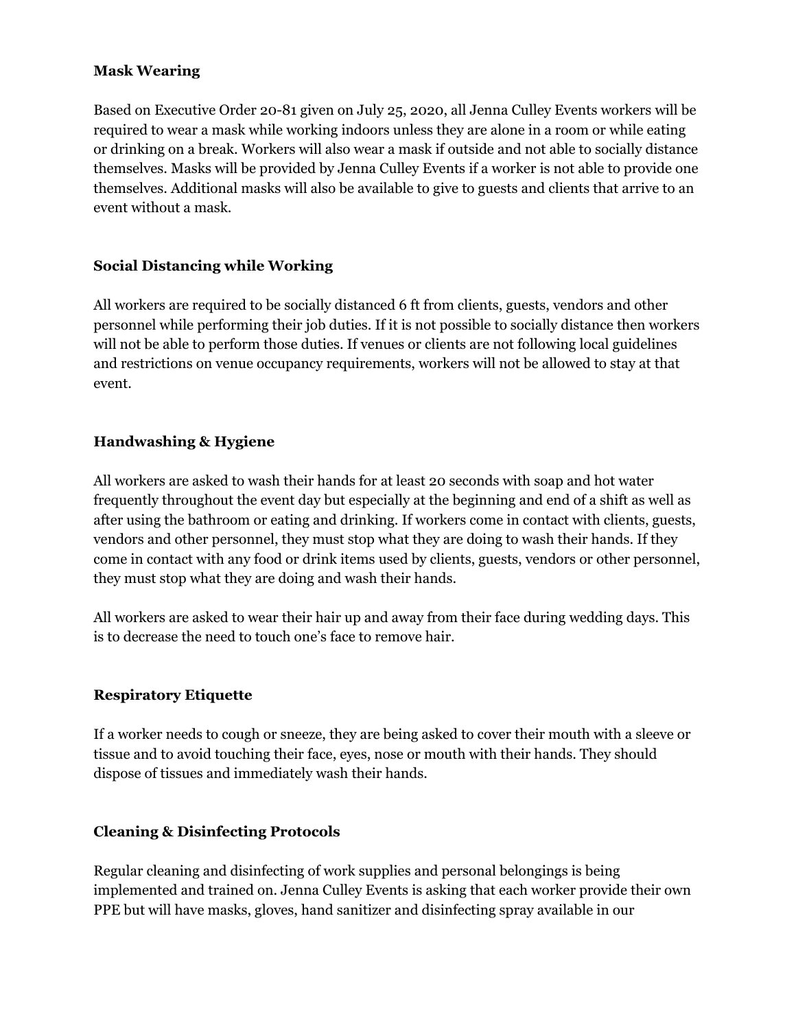**Mask Wearing**

Based on Executive Order 20-81 given on July 25, 2020, all Jenna Culley Events workers will be required to wear a mask while working indoors unless they are alone in a room or while eating or drinking on a break. Workers will also wear a mask if outside and not able to socially distance themselves. Masks will be provided by Jenna Culley Events if a worker is not able to provide one themselves. Additional masks will also be available to give to guests and clients that arrive to an event without a mask.

**Social Distancing while Working**

All workers are required to be socially distanced 6 ft from clients, guests, vendors and other personnel while performing their job duties. If it is not possible to socially distance then workers will not be able to perform those duties. If venues or clients are not following local guidelines and restrictions on venue occupancy requirements, workers will not be allowed to stay at that event.

**Handwashing & Hygiene**

All workers are asked to wash their hands for at least 20 seconds with soap and hot water frequently throughout the event day but especially at the beginning and end of a shift as well as after using the bathroom or eating and drinking. If workers come in contact with clients, guests, vendors and other personnel, they must stop what they are doing to wash their hands. If they come in contact with any food or drink items used by clients, guests, vendors or other personnel, they must stop what they are doing and wash their hands.

All workers are asked to wear their hair up and away from their face during wedding days. This is to decrease the need to touch one's face to remove hair.

**Respiratory Etiquette**

If a worker needs to cough or sneeze, they are being asked to cover their mouth with a sleeve or tissue and to avoid touching their face, eyes, nose or mouth with their hands. They should dispose of tissues and immediately wash their hands.

**Cleaning & Disinfecting Protocols**

Regular cleaning and disinfecting of work supplies and personal belongings is being implemented and trained on. Jenna Culley Events is asking that each worker provide their own PPE but will have masks, gloves, hand sanitizer and disinfecting spray available in our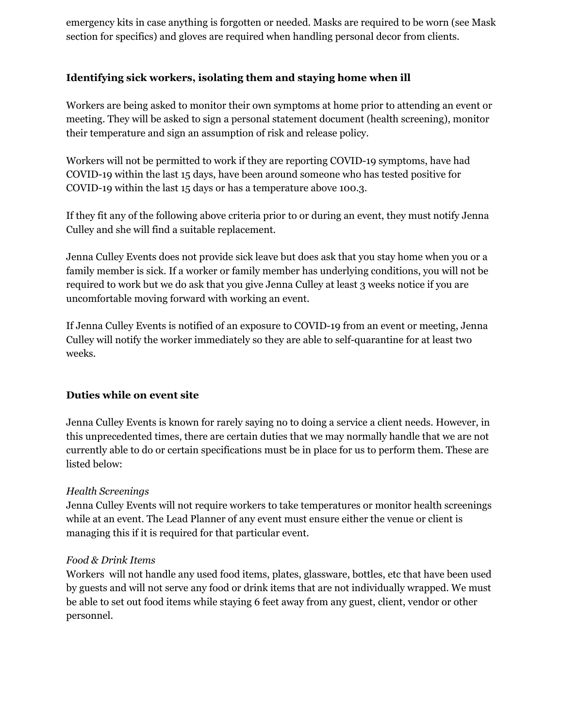emergency kits in case anything is forgotten or needed. Masks are required to be worn (see Mask section for specifics) and gloves are required when handling personal decor from clients.

### Identifying sick workers, isolating them and staying home when ill

Workers are being asked to monitor their own symptoms at home prior to attending an event or meeting. They will be asked to sign a personal statement document (health screening), monitor their temperature and sign an assumption of risk and release policy.

Workers will not be permitted to work if they are reporting COVID-19 symptoms, have had COVID-19 within the last 15 days, have been around someone who has tested positive for COVID-19 within the last 15 days or has a temperature above 100.3.

If they fit any of the following above criteria prior to or during an event, they must notify Jenna Culley and she will find a suitable replacement.

Jenna Culley Events does not provide sick leave but does ask that you stay home when you or a family member is sick. If a worker or family member has underlying conditions, you will not be required to work but we do ask that you give Jenna Culley at least 3 weeks notice if you are uncomfortable moving forward with working an event.

If Jenna Culley Events is notified of an exposure to COVID-19 from an event or meeting, Jenna Culley will notify the worker immediately so they are able to self-quarantine for at least two weeks.

### Duties while on event site

Jenna Culley Events is known for rarely saying no to doing a service a client needs. However, in this unprecedented times, there are certain duties that we may normally handle that we are not currently able to do or certain specifications must be in place for us to perform them. These are listed below:

*Health Screenings*
Jenna Culley Events will not require workers to take temperatures or monitor health screenings while at an event. The Lead Planner of any event must ensure either the venue or client is managing this if it is required for that particular event.

*Food & Drink Items*
Workers will not handle any used food items, plates, glassware, bottles, etc that have been used by guests and will not serve any food or drink items that are not individually wrapped. We must be able to set out food items while staying 6 feet away from any guest, client, vendor or other personnel.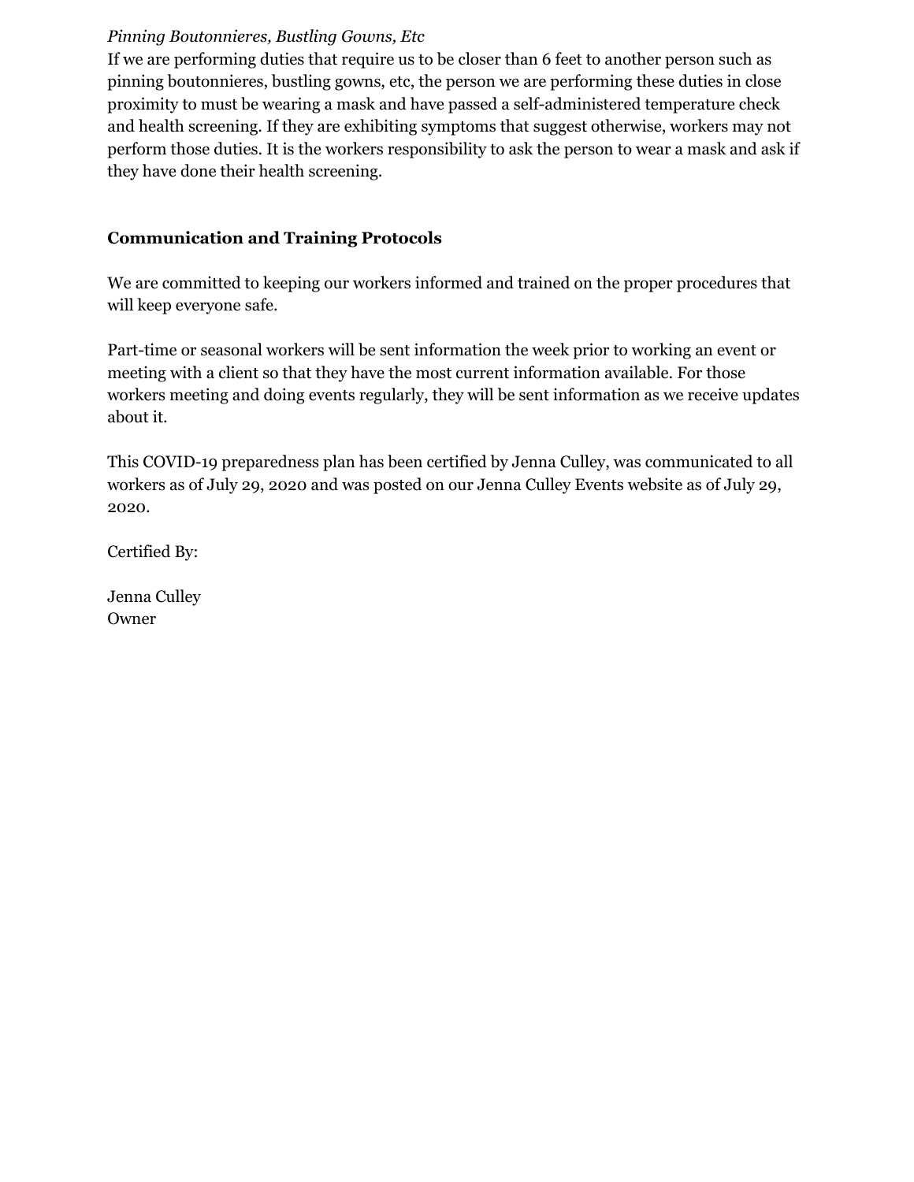*Pinning Boutonnieres, Bustling Gowns, Etc*

If we are performing duties that require us to be closer than 6 feet to another person such as pinning boutonnieres, bustling gowns, etc, the person we are performing these duties in close proximity to must be wearing a mask and have passed a self-administered temperature check and health screening. If they are exhibiting symptoms that suggest otherwise, workers may not perform those duties. It is the workers responsibility to ask the person to wear a mask and ask if they have done their health screening.

## Communication and Training Protocols

We are committed to keeping our workers informed and trained on the proper procedures that will keep everyone safe.

Part-time or seasonal workers will be sent information the week prior to working an event or meeting with a client so that they have the most current information available. For those workers meeting and doing events regularly, they will be sent information as we receive updates about it.

This COVID-19 preparedness plan has been certified by Jenna Culley, was communicated to all workers as of July 29, 2020 and was posted on our Jenna Culley Events website as of July 29, 2020.

Certified By:

Jenna Culley
Owner